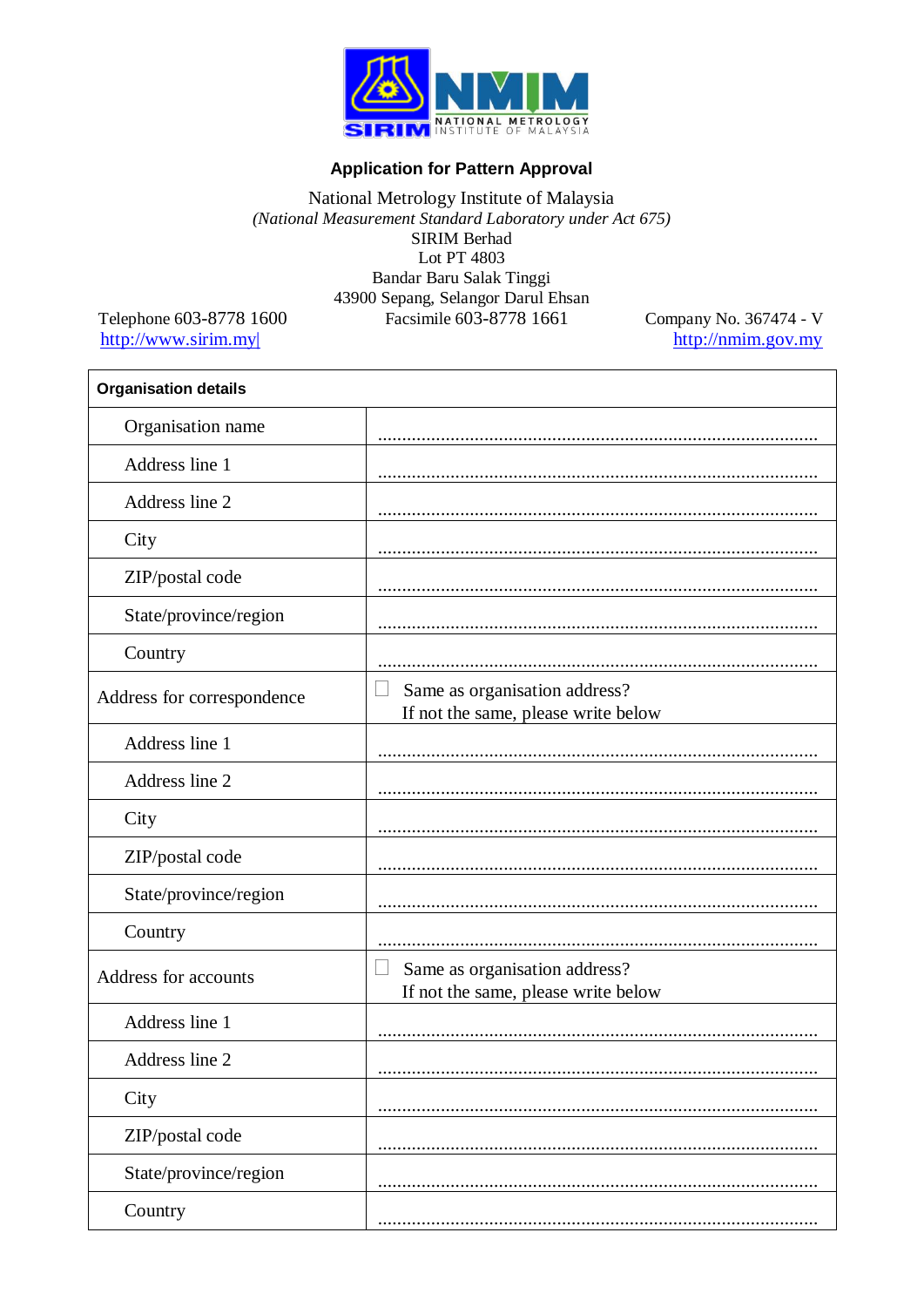# Application for Pattern Approval

National Metrology Institute of Malaysia
*(National Measurement Standard Laboratory under Act 675)*
SIRIM Berhad
Lot PT 4803
Bandar Baru Salak Tinggi
43900 Sepang, Selangor Darul Ehsan

Telephone 603-8778 1600 Facsimile 603-8778 1661 Company No. 367474 - V

http://www.sirim.my http://nmim.gov.my

| **Organisation details** | |
|---|---|
| Organisation name | .......................................................................................... |
| Address line 1 | .......................................................................................... |
| Address line 2 | .......................................................................................... |
| City | .......................................................................................... |
| ZIP/postal code | .......................................................................................... |
| State/province/region | .......................................................................................... |
| Country | .......................................................................................... |
| Address for correspondence | ☐ Same as organisation address? If not the same, please write below |
| Address line 1 | .......................................................................................... |
| Address line 2 | .......................................................................................... |
| City | .......................................................................................... |
| ZIP/postal code | .......................................................................................... |
| State/province/region | .......................................................................................... |
| Country | .......................................................................................... |
| Address for accounts | ☐ Same as organisation address? If not the same, please write below |
| Address line 1 | .......................................................................................... |
| Address line 2 | .......................................................................................... |
| City | .......................................................................................... |
| ZIP/postal code | .......................................................................................... |
| State/province/region | .......................................................................................... |
| Country | .......................................................................................... |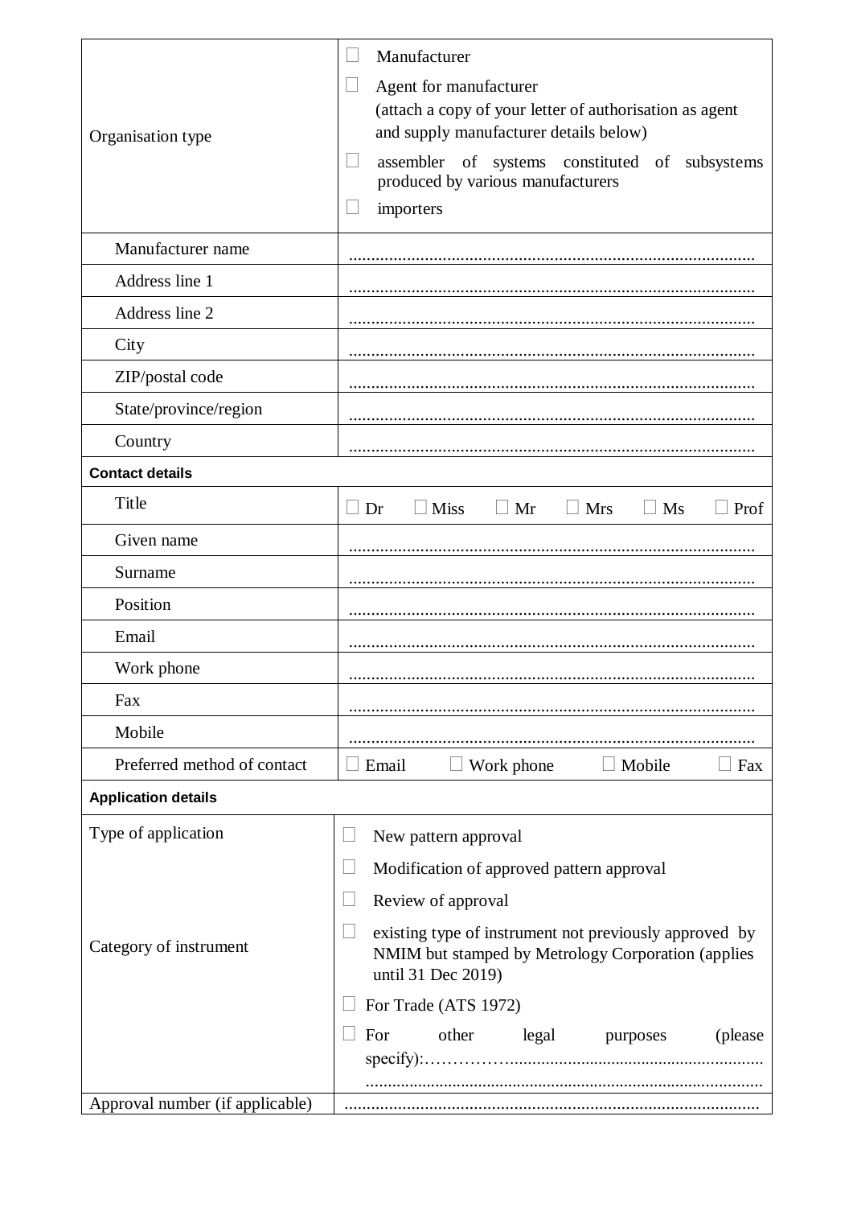| | |
|---|---|
| Organisation type | ☐ Manufacturer<br>☐ Agent for manufacturer (attach a copy of your letter of authorisation as agent and supply manufacturer details below)<br>☐ assembler of systems constituted of subsystems produced by various manufacturers<br>☐ importers |
| Manufacturer name | ........................................................................................... |
| Address line 1 | ........................................................................................... |
| Address line 2 | ........................................................................................... |
| City | ........................................................................................... |
| ZIP/postal code | ........................................................................................... |
| State/province/region | ........................................................................................... |
| Country | ........................................................................................... |
| **Contact details** | |
| Title | ☐ Dr ☐ Miss ☐ Mr ☐ Mrs ☐ Ms ☐ Prof |
| Given name | ........................................................................................... |
| Surname | ........................................................................................... |
| Position | ........................................................................................... |
| Email | ........................................................................................... |
| Work phone | ........................................................................................... |
| Fax | ........................................................................................... |
| Mobile | ........................................................................................... |
| Preferred method of contact | ☐ Email ☐ Work phone ☐ Mobile ☐ Fax |
| **Application details** | |
| Type of application | ☐ New pattern approval<br>☐ Modification of approved pattern approval<br>☐ Review of approval<br>☐ existing type of instrument not previously approved by NMIM but stamped by Metrology Corporation (applies until 31 Dec 2019) |
| Category of instrument | ☐ For Trade (ATS 1972)<br>☐ For other legal purposes (please specify):………………........................................................ .......................................................................................... |
| Approval number (if applicable) | ............................................................................................. |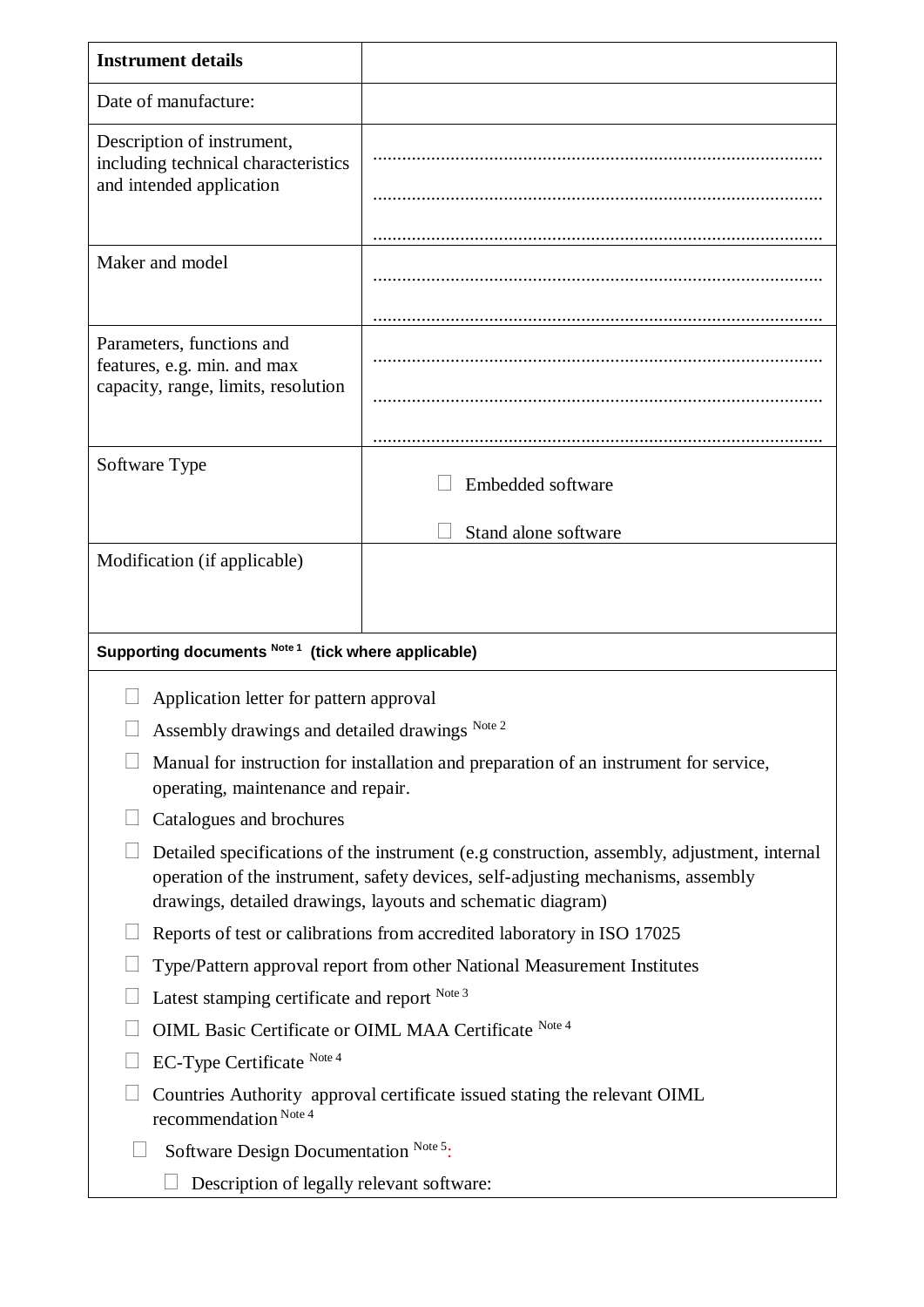| **Instrument details** | |
|---|---|
| Date of manufacture: | |
| Description of instrument, including technical characteristics and intended application | ............................................................................................<br>............................................................................................<br>............................................................................................ |
| Maker and model | ............................................................................................<br>............................................................................................ |
| Parameters, functions and features, e.g. min. and max capacity, range, limits, resolution | ............................................................................................<br>............................................................................................<br>............................................................................................ |
| Software Type | ☐ Embedded software<br>☐ Stand alone software |
| Modification (if applicable) | |

**Supporting documents** [Note 1] **(tick where applicable)**

- ☐ Application letter for pattern approval
- ☐ Assembly drawings and detailed drawings [Note 2]
- ☐ Manual for instruction for installation and preparation of an instrument for service, operating, maintenance and repair.
- ☐ Catalogues and brochures
- ☐ Detailed specifications of the instrument (e.g construction, assembly, adjustment, internal operation of the instrument, safety devices, self-adjusting mechanisms, assembly drawings, detailed drawings, layouts and schematic diagram)
- ☐ Reports of test or calibrations from accredited laboratory in ISO 17025
- ☐ Type/Pattern approval report from other National Measurement Institutes
- ☐ Latest stamping certificate and report [Note 3]
- ☐ OIML Basic Certificate or OIML MAA Certificate [Note 4]
- ☐ EC-Type Certificate [Note 4]
- ☐ Countries Authority approval certificate issued stating the relevant OIML recommendation [Note 4]
- ☐ Software Design Documentation [Note 5]:
  - ☐ Description of legally relevant software: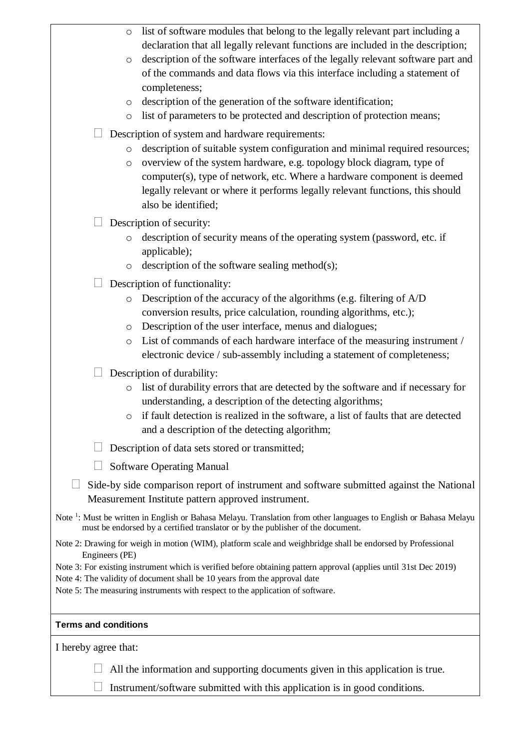- list of software modules that belong to the legally relevant part including a declaration that all legally relevant functions are included in the description;
  - description of the software interfaces of the legally relevant software part and of the commands and data flows via this interface including a statement of completeness;
  - description of the generation of the software identification;
  - list of parameters to be protected and description of protection means;

- ☐ Description of system and hardware requirements:
  - description of suitable system configuration and minimal required resources;
  - overview of the system hardware, e.g. topology block diagram, type of computer(s), type of network, etc. Where a hardware component is deemed legally relevant or where it performs legally relevant functions, this should also be identified;

- ☐ Description of security:
  - description of security means of the operating system (password, etc. if applicable);
  - description of the software sealing method(s);

- ☐ Description of functionality:
  - Description of the accuracy of the algorithms (e.g. filtering of A/D conversion results, price calculation, rounding algorithms, etc.);
  - Description of the user interface, menus and dialogues;
  - List of commands of each hardware interface of the measuring instrument / electronic device / sub-assembly including a statement of completeness;

- ☐ Description of durability:
  - list of durability errors that are detected by the software and if necessary for understanding, a description of the detecting algorithms;
  - if fault detection is realized in the software, a list of faults that are detected and a description of the detecting algorithm;

- ☐ Description of data sets stored or transmitted;

- ☐ Software Operating Manual

☐ Side-by side comparison report of instrument and software submitted against the National Measurement Institute pattern approved instrument.

Note [1]: Must be written in English or Bahasa Melayu. Translation from other languages to English or Bahasa Melayu must be endorsed by a certified translator or by the publisher of the document.

Note 2: Drawing for weigh in motion (WIM), platform scale and weighbridge shall be endorsed by Professional Engineers (PE)

Note 3: For existing instrument which is verified before obtaining pattern approval (applies until 31st Dec 2019)

Note 4: The validity of document shall be 10 years from the approval date

Note 5: The measuring instruments with respect to the application of software.

**Terms and conditions**

I hereby agree that:

- ☐ All the information and supporting documents given in this application is true.
- ☐ Instrument/software submitted with this application is in good conditions.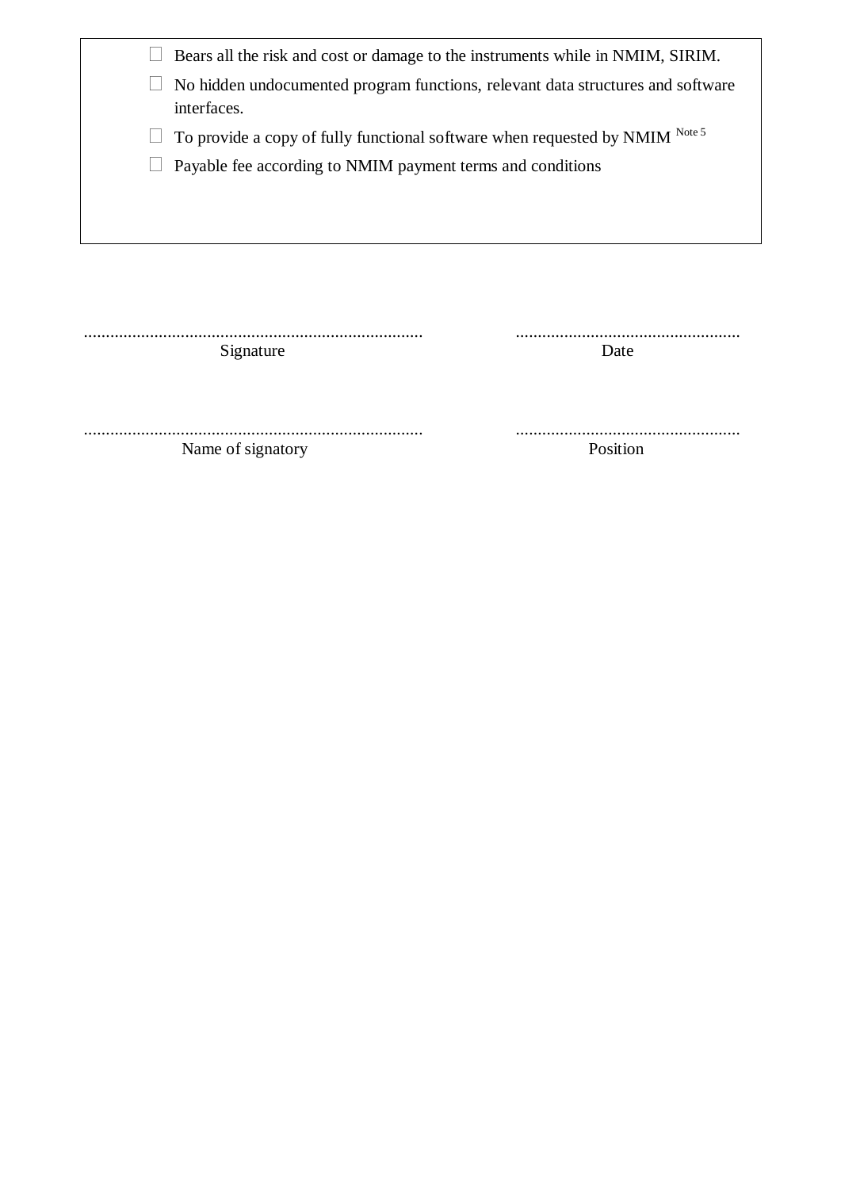- ☐ Bears all the risk and cost or damage to the instruments while in NMIM, SIRIM.
- ☐ No hidden undocumented program functions, relevant data structures and software interfaces.
- ☐ To provide a copy of fully functional software when requested by NMIM [Note 5]
- ☐ Payable fee according to NMIM payment terms and conditions

| | |
|---|---|
| ............................................................................ | .................................................... |
| Signature | Date |
| ............................................................................ | .................................................... |
| Name of signatory | Position |